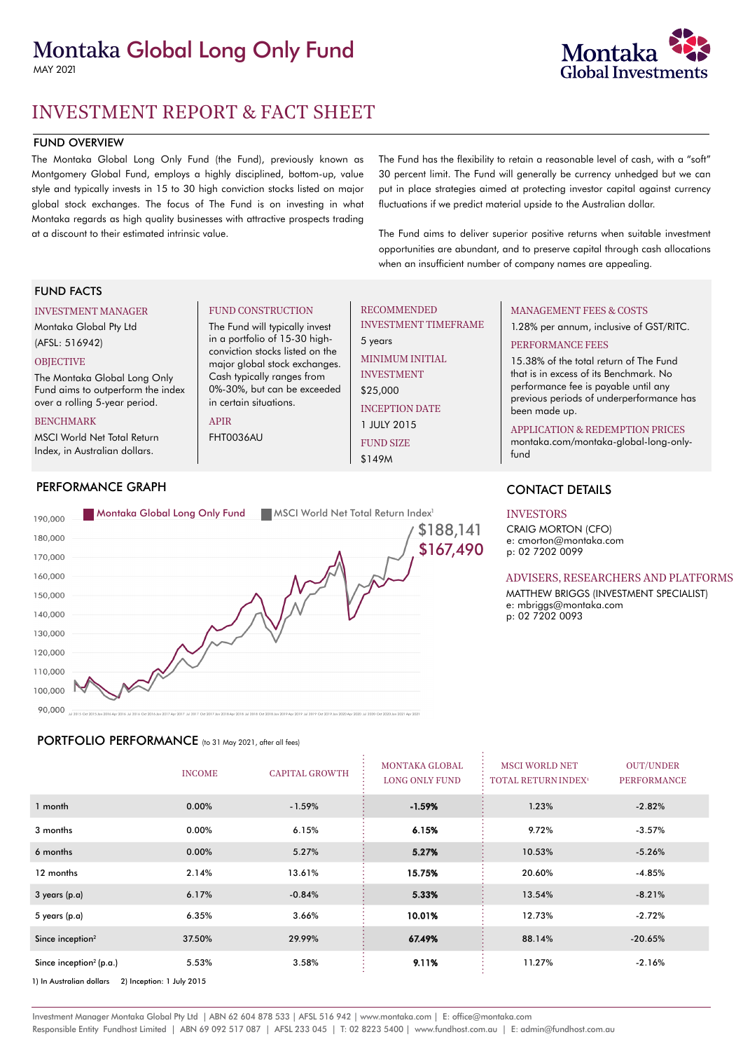# Montaka Global Long Only Fund

MAY 2021

Montaka Global Investments

# INVESTMENT REPORT & FACT SHEET

## FUND OVERVIEW

The Montaka Global Long Only Fund (the Fund), previously known as Montgomery Global Fund, employs a highly disciplined, bottom-up, value style and typically invests in 15 to 30 high conviction stocks listed on major global stock exchanges. The focus of The Fund is on investing in what Montaka regards as high quality businesses with attractive prospects trading at a discount to their estimated intrinsic value.

The Fund has the flexibility to retain a reasonable level of cash, with a "soft" 30 percent limit. The Fund will generally be currency unhedged but we can put in place strategies aimed at protecting investor capital against currency fluctuations if we predict material upside to the Australian dollar.

The Fund aims to deliver superior positive returns when suitable investment opportunities are abundant, and to preserve capital through cash allocations when an insufficient number of company names are appealing.

## FUND FACTS

**INVESTMENT MANAGER**
Montaka Global Pty Ltd
(AFSL: 516942)

**OBJECTIVE**
The Montaka Global Long Only Fund aims to outperform the index over a rolling 5-year period.

**BENCHMARK**
MSCI World Net Total Return Index, in Australian dollars.

**FUND CONSTRUCTION**
The Fund will typically invest in a portfolio of 15-30 high-conviction stocks listed on the major global stock exchanges. Cash typically ranges from 0%-30%, but can be exceeded in certain situations.

**APIR**
FHT0036AU

**RECOMMENDED INVESTMENT TIMEFRAME**
5 years

**MINIMUM INITIAL INVESTMENT**
$25,000

**INCEPTION DATE**
1 JULY 2015

**FUND SIZE**
$149M

**MANAGEMENT FEES & COSTS**
1.28% per annum, inclusive of GST/RITC.

**PERFORMANCE FEES**
15.38% of the total return of The Fund that is in excess of its Benchmark. No performance fee is payable until any previous periods of underperformance has been made up.

**APPLICATION & REDEMPTION PRICES**
montaka.com/montaka-global-long-only-fund

## PERFORMANCE GRAPH

Montaka Global Long Only Fund: $167,490
MSCI World Net Total Return Index[1]: $188,141

## CONTACT DETAILS

**INVESTORS**
CRAIG MORTON (CFO)
e: cmorton@montaka.com
p: 02 7202 0099

**ADVISERS, RESEARCHERS AND PLATFORMS**
MATTHEW BRIGGS (INVESTMENT SPECIALIST)
e: mbriggs@montaka.com
p: 02 7202 0093

## PORTFOLIO PERFORMANCE (to 31 May 2021, after all fees)

| | INCOME | CAPITAL GROWTH | MONTAKA GLOBAL LONG ONLY FUND | MSCI WORLD NET TOTAL RETURN INDEX[1] | OUT/UNDER PERFORMANCE |
|---|---|---|---|---|---|
| 1 month | 0.00% | -1.59% | **-1.59%** | 1.23% | -2.82% |
| 3 months | 0.00% | 6.15% | **6.15%** | 9.72% | -3.57% |
| 6 months | 0.00% | 5.27% | **5.27%** | 10.53% | -5.26% |
| 12 months | 2.14% | 13.61% | **15.75%** | 20.60% | -4.85% |
| 3 years (p.a) | 6.17% | -0.84% | **5.33%** | 13.54% | -8.21% |
| 5 years (p.a) | 6.35% | 3.66% | **10.01%** | 12.73% | -2.72% |
| Since inception[2] | 37.50% | 29.99% | **67.49%** | 88.14% | -20.65% |
| Since inception[2] (p.a.) | 5.53% | 3.58% | **9.11%** | 11.27% | -2.16% |

1) In Australian dollars 2) Inception: 1 July 2015

Investment Manager Montaka Global Pty Ltd | ABN 62 604 878 533 | AFSL 516 942 | www.montaka.com | E: office@montaka.com
Responsible Entity Fundhost Limited | ABN 69 092 517 087 | AFSL 233 045 | T: 02 8223 5400 | www.fundhost.com.au | E: admin@fundhost.com.au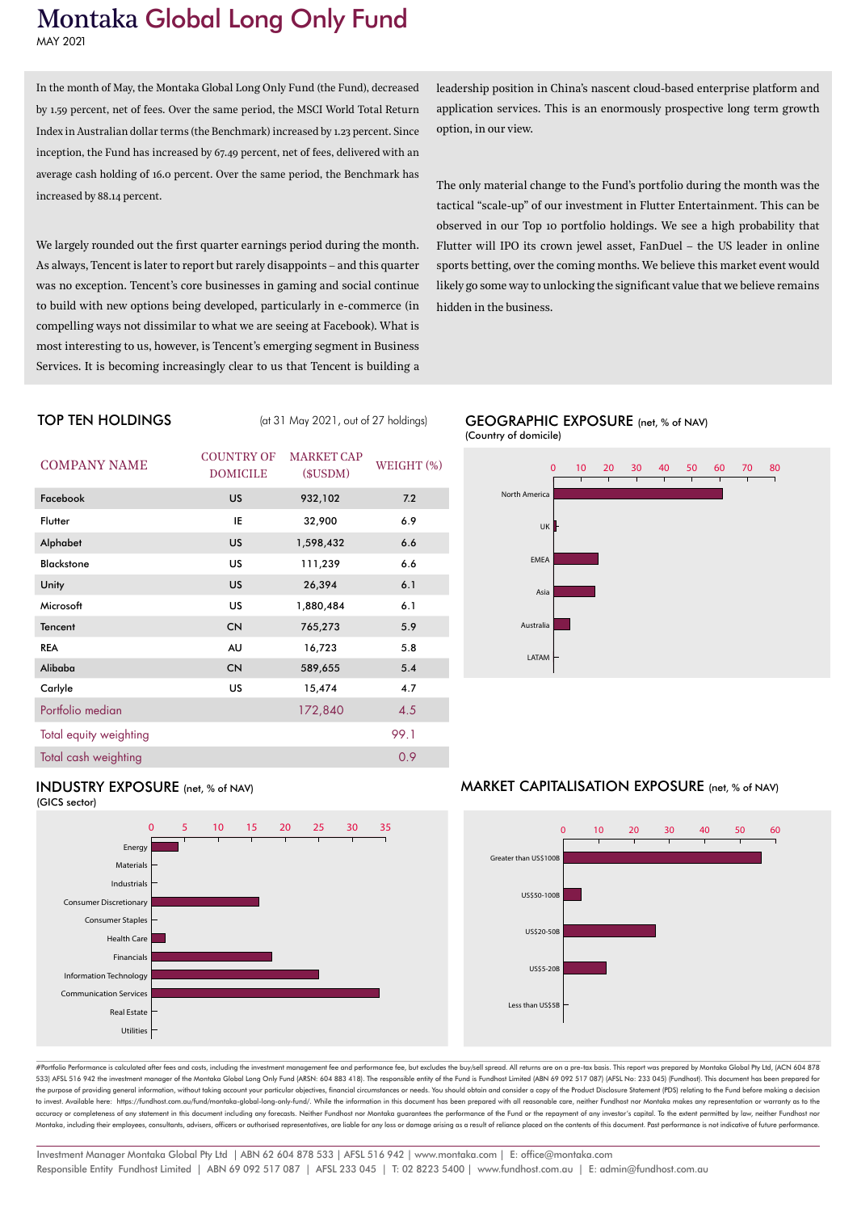# Montaka Global Long Only Fund

MAY 2021

In the month of May, the Montaka Global Long Only Fund (the Fund), decreased by 1.59 percent, net of fees. Over the same period, the MSCI World Total Return Index in Australian dollar terms (the Benchmark) increased by 1.23 percent. Since inception, the Fund has increased by 67.49 percent, net of fees, delivered with an average cash holding of 16.0 percent. Over the same period, the Benchmark has increased by 88.14 percent.

We largely rounded out the first quarter earnings period during the month. As always, Tencent is later to report but rarely disappoints – and this quarter was no exception. Tencent's core businesses in gaming and social continue to build with new options being developed, particularly in e-commerce (in compelling ways not dissimilar to what we are seeing at Facebook). What is most interesting to us, however, is Tencent's emerging segment in Business Services. It is becoming increasingly clear to us that Tencent is building a leadership position in China's nascent cloud-based enterprise platform and application services. This is an enormously prospective long term growth option, in our view.

The only material change to the Fund's portfolio during the month was the tactical "scale-up" of our investment in Flutter Entertainment. This can be observed in our Top 10 portfolio holdings. We see a high probability that Flutter will IPO its crown jewel asset, FanDuel – the US leader in online sports betting, over the coming months. We believe this market event would likely go some way to unlocking the significant value that we believe remains hidden in the business.

## TOP TEN HOLDINGS

(at 31 May 2021, out of 27 holdings)

| COMPANY NAME | COUNTRY OF DOMICILE | MARKET CAP ($USDM) | WEIGHT (%) |
|---|---|---|---|
| Facebook | US | 932,102 | 7.2 |
| Flutter | IE | 32,900 | 6.9 |
| Alphabet | US | 1,598,432 | 6.6 |
| Blackstone | US | 111,239 | 6.6 |
| Unity | US | 26,394 | 6.1 |
| Microsoft | US | 1,880,484 | 6.1 |
| Tencent | CN | 765,273 | 5.9 |
| REA | AU | 16,723 | 5.8 |
| Alibaba | CN | 589,655 | 5.4 |
| Carlyle | US | 15,474 | 4.7 |
| Portfolio median | | 172,840 | 4.5 |
| Total equity weighting | | | 99.1 |
| Total cash weighting | | | 0.9 |

## GEOGRAPHIC EXPOSURE (net, % of NAV)

(Country of domicile)

0 10 20 30 40 50 60 70 80

North America
UK
EMEA
Asia
Australia
LATAM

## INDUSTRY EXPOSURE (net, % of NAV)

(GICS sector)

0 5 10 15 20 25 30 35

Energy
Materials
Industrials
Consumer Discretionary
Consumer Staples
Health Care
Financials
Information Technology
Communication Services
Real Estate
Utilities

## MARKET CAPITALISATION EXPOSURE (net, % of NAV)

0 10 20 30 40 50 60

Greater than US$100B
US$50-100B
US$20-50B
US$5-20B
Less than US$5B

#Portfolio Performance is calculated after fees and costs, including the investment management fee and performance fee, but excludes the buy/sell spread. All returns are on a pre-tax basis. This report was prepared by Montaka Global Pty Ltd, (ACN 604 878 533) AFSL 516 942 the investment manager of the Montaka Global Long Only Fund (ARSN: 604 883 418). The responsible entity of the Fund is Fundhost Limited (ABN 69 092 517 087) (AFSL No: 233 045) (Fundhost). This document has been prepared for the purpose of providing general information, without taking account your particular objectives, financial circumstances or needs. You should obtain and consider a copy of the Product Disclosure Statement (PDS) relating to the Fund before making a decision to invest. Available here: https://fundhost.com.au/fund/montaka-global-long-only-fund/. While the information in this document has been prepared with all reasonable care, neither Fundhost nor Montaka makes any representation or warranty as to the accuracy or completeness of any statement in this document including any forecasts. Neither Fundhost nor Montaka guarantees the performance of the Fund or the repayment of any investor's capital. To the extent permitted by law, neither Fundhost nor Montaka, including their employees, consultants, advisers, officers or authorised representatives, are liable for any loss or damage arising as a result of reliance placed on the contents of this document. Past performance is not indicative of future performance.

Investment Manager Montaka Global Pty Ltd | ABN 62 604 878 533 | AFSL 516 942 | www.montaka.com | E: office@montaka.com
Responsible Entity Fundhost Limited | ABN 69 092 517 087 | AFSL 233 045 | T: 02 8223 5400 | www.fundhost.com.au | E: admin@fundhost.com.au